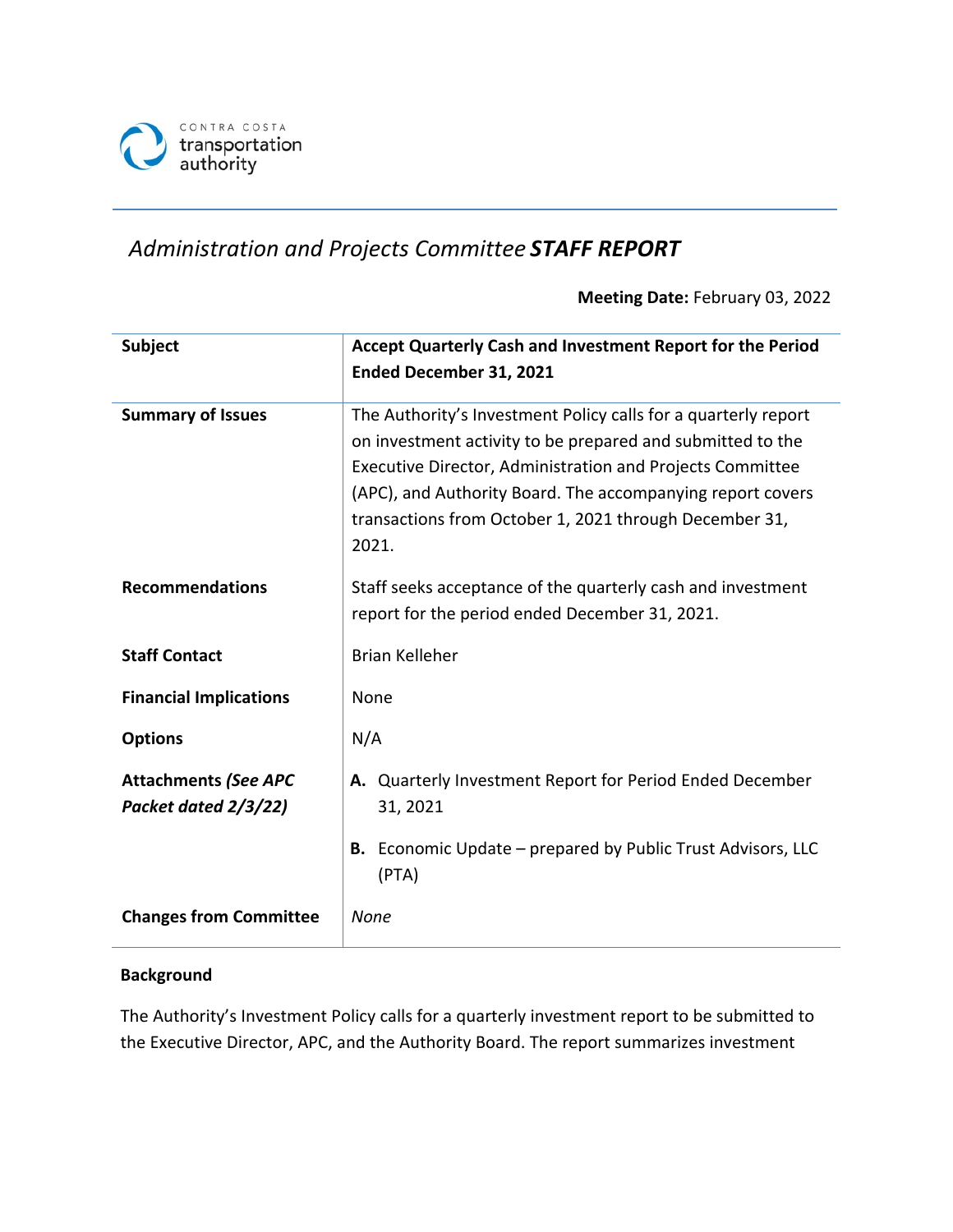CONTRA COSTA transportation authority

## *Administration and Projects Committee* ***STAFF REPORT***

**Meeting Date:** February 03, 2022

| | |
|---|---|
| **Subject** | **Accept Quarterly Cash and Investment Report for the Period Ended December 31, 2021** |
| **Summary of Issues** | The Authority's Investment Policy calls for a quarterly report on investment activity to be prepared and submitted to the Executive Director, Administration and Projects Committee (APC), and Authority Board. The accompanying report covers transactions from October 1, 2021 through December 31, 2021. |
| **Recommendations** | Staff seeks acceptance of the quarterly cash and investment report for the period ended December 31, 2021. |
| **Staff Contact** | Brian Kelleher |
| **Financial Implications** | None |
| **Options** | N/A |
| **Attachments *(See APC Packet dated 2/3/22)*** | **A.** Quarterly Investment Report for Period Ended December 31, 2021<br>**B.** Economic Update – prepared by Public Trust Advisors, LLC (PTA) |
| **Changes from Committee** | *None* |

**Background**

The Authority's Investment Policy calls for a quarterly investment report to be submitted to the Executive Director, APC, and the Authority Board. The report summarizes investment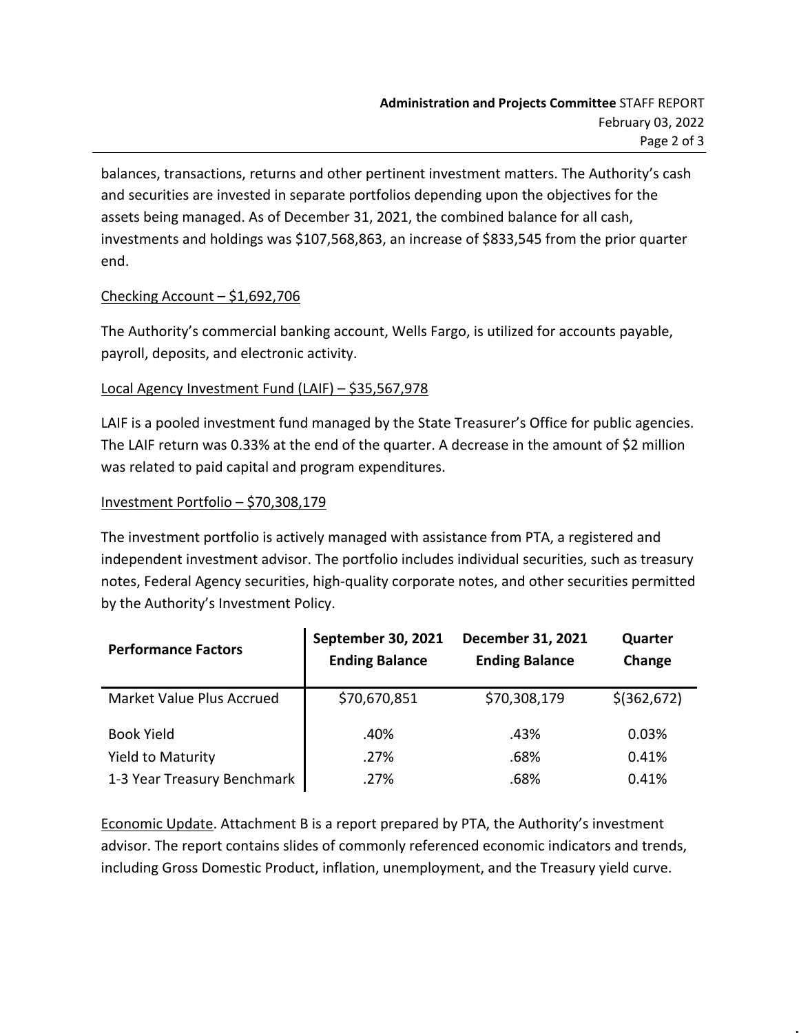balances, transactions, returns and other pertinent investment matters. The Authority's cash and securities are invested in separate portfolios depending upon the objectives for the assets being managed. As of December 31, 2021, the combined balance for all cash, investments and holdings was $107,568,863, an increase of $833,545 from the prior quarter end.

<u>Checking Account – $1,692,706</u>

The Authority's commercial banking account, Wells Fargo, is utilized for accounts payable, payroll, deposits, and electronic activity.

<u>Local Agency Investment Fund (LAIF) – $35,567,978</u>

LAIF is a pooled investment fund managed by the State Treasurer's Office for public agencies. The LAIF return was 0.33% at the end of the quarter. A decrease in the amount of $2 million was related to paid capital and program expenditures.

<u>Investment Portfolio – $70,308,179</u>

The investment portfolio is actively managed with assistance from PTA, a registered and independent investment advisor. The portfolio includes individual securities, such as treasury notes, Federal Agency securities, high-quality corporate notes, and other securities permitted by the Authority's Investment Policy.

| Performance Factors | September 30, 2021 Ending Balance | December 31, 2021 Ending Balance | Quarter Change |
|---|---|---|---|
| Market Value Plus Accrued | $70,670,851 | $70,308,179 | $(362,672) |
| Book Yield | .40% | .43% | 0.03% |
| Yield to Maturity | .27% | .68% | 0.41% |
| 1-3 Year Treasury Benchmark | .27% | .68% | 0.41% |

<u>Economic Update</u>. Attachment B is a report prepared by PTA, the Authority's investment advisor. The report contains slides of commonly referenced economic indicators and trends, including Gross Domestic Product, inflation, unemployment, and the Treasury yield curve.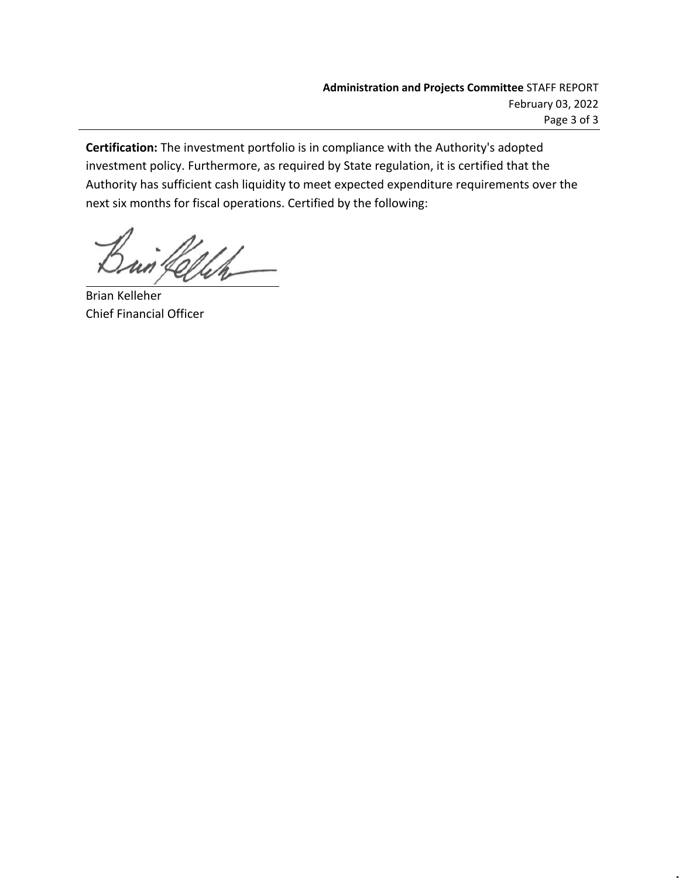**Certification:** The investment portfolio is in compliance with the Authority's adopted investment policy. Furthermore, as required by State regulation, it is certified that the Authority has sufficient cash liquidity to meet expected expenditure requirements over the next six months for fiscal operations. Certified by the following:

Brian Kelleher
Chief Financial Officer